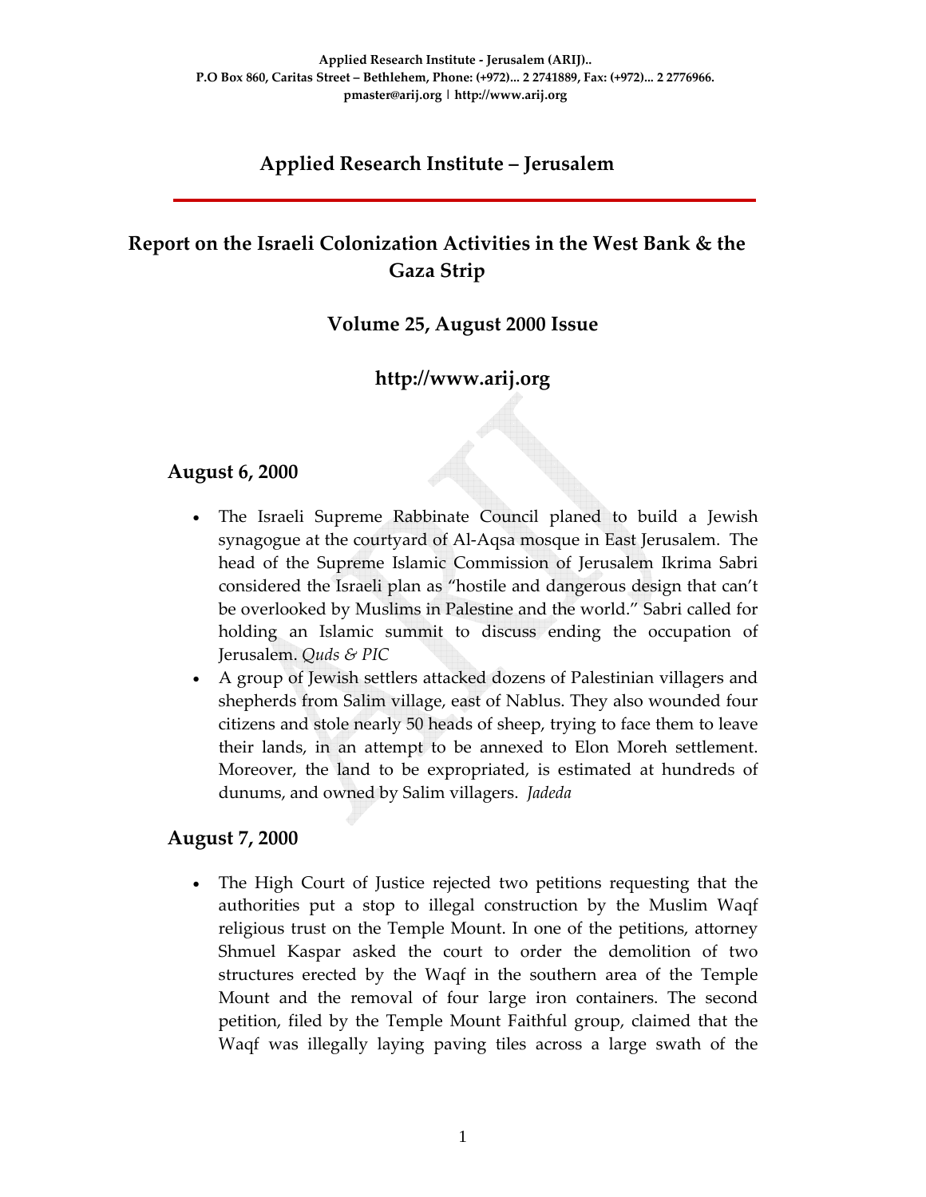**Applied Research Institute - Jerusalem (ARIJ)..**
**P.O Box 860, Caritas Street – Bethlehem, Phone: (+972)... 2 2741889, Fax: (+972)... 2 2776966.**
**pmaster@arij.org | http://www.arij.org**

# Applied Research Institute – Jerusalem

## Report on the Israeli Colonization Activities in the West Bank & the Gaza Strip

### Volume 25, August 2000 Issue

### http://www.arij.org

## August 6, 2000

- The Israeli Supreme Rabbinate Council planed to build a Jewish synagogue at the courtyard of Al-Aqsa mosque in East Jerusalem. The head of the Supreme Islamic Commission of Jerusalem Ikrima Sabri considered the Israeli plan as "hostile and dangerous design that can't be overlooked by Muslims in Palestine and the world." Sabri called for holding an Islamic summit to discuss ending the occupation of Jerusalem. *Quds & PIC*
- A group of Jewish settlers attacked dozens of Palestinian villagers and shepherds from Salim village, east of Nablus. They also wounded four citizens and stole nearly 50 heads of sheep, trying to face them to leave their lands, in an attempt to be annexed to Elon Moreh settlement. Moreover, the land to be expropriated, is estimated at hundreds of dunums, and owned by Salim villagers. *Jadeda*

## August 7, 2000

- The High Court of Justice rejected two petitions requesting that the authorities put a stop to illegal construction by the Muslim Waqf religious trust on the Temple Mount. In one of the petitions, attorney Shmuel Kaspar asked the court to order the demolition of two structures erected by the Waqf in the southern area of the Temple Mount and the removal of four large iron containers. The second petition, filed by the Temple Mount Faithful group, claimed that the Waqf was illegally laying paving tiles across a large swath of the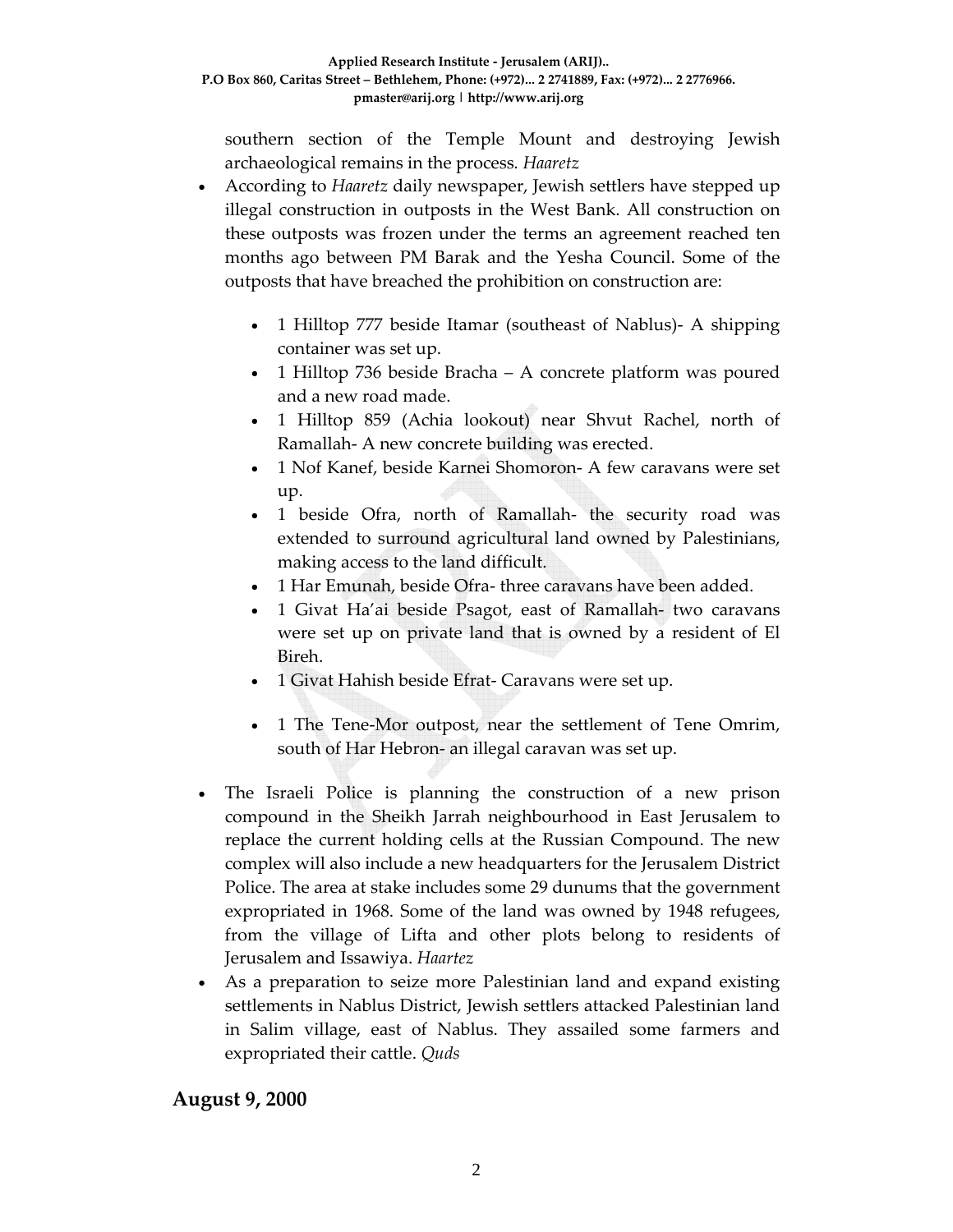southern section of the Temple Mount and destroying Jewish archaeological remains in the process. *Haaretz*

- According to *Haaretz* daily newspaper, Jewish settlers have stepped up illegal construction in outposts in the West Bank. All construction on these outposts was frozen under the terms an agreement reached ten months ago between PM Barak and the Yesha Council. Some of the outposts that have breached the prohibition on construction are:
  - 1 Hilltop 777 beside Itamar (southeast of Nablus)- A shipping container was set up.
  - 1 Hilltop 736 beside Bracha – A concrete platform was poured and a new road made.
  - 1 Hilltop 859 (Achia lookout) near Shvut Rachel, north of Ramallah- A new concrete building was erected.
  - 1 Nof Kanef, beside Karnei Shomoron- A few caravans were set up.
  - 1 beside Ofra, north of Ramallah- the security road was extended to surround agricultural land owned by Palestinians, making access to the land difficult.
  - 1 Har Emunah, beside Ofra- three caravans have been added.
  - 1 Givat Ha'ai beside Psagot, east of Ramallah- two caravans were set up on private land that is owned by a resident of El Bireh.
  - 1 Givat Hahish beside Efrat- Caravans were set up.
  - 1 The Tene-Mor outpost, near the settlement of Tene Omrim, south of Har Hebron- an illegal caravan was set up.
- The Israeli Police is planning the construction of a new prison compound in the Sheikh Jarrah neighbourhood in East Jerusalem to replace the current holding cells at the Russian Compound. The new complex will also include a new headquarters for the Jerusalem District Police. The area at stake includes some 29 dunums that the government expropriated in 1968. Some of the land was owned by 1948 refugees, from the village of Lifta and other plots belong to residents of Jerusalem and Issawiya. *Haartez*
- As a preparation to seize more Palestinian land and expand existing settlements in Nablus District, Jewish settlers attacked Palestinian land in Salim village, east of Nablus. They assailed some farmers and expropriated their cattle. *Quds*

## August 9, 2000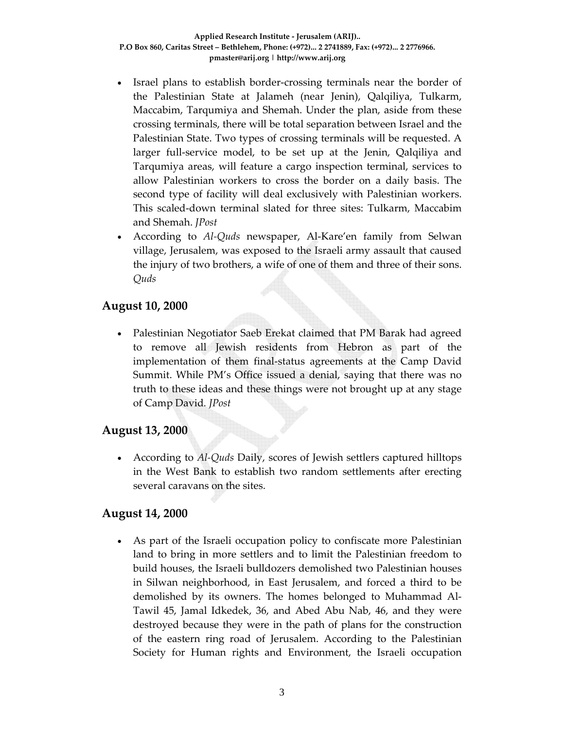- Israel plans to establish border-crossing terminals near the border of the Palestinian State at Jalameh (near Jenin), Qalqiliya, Tulkarm, Maccabim, Tarqumiya and Shemah. Under the plan, aside from these crossing terminals, there will be total separation between Israel and the Palestinian State. Two types of crossing terminals will be requested. A larger full-service model, to be set up at the Jenin, Qalqiliya and Tarqumiya areas, will feature a cargo inspection terminal, services to allow Palestinian workers to cross the border on a daily basis. The second type of facility will deal exclusively with Palestinian workers. This scaled-down terminal slated for three sites: Tulkarm, Maccabim and Shemah. *JPost*
- According to *Al-Quds* newspaper, Al-Kare'en family from Selwan village, Jerusalem, was exposed to the Israeli army assault that caused the injury of two brothers, a wife of one of them and three of their sons. *Quds*

## August 10, 2000

- Palestinian Negotiator Saeb Erekat claimed that PM Barak had agreed to remove all Jewish residents from Hebron as part of the implementation of them final-status agreements at the Camp David Summit. While PM's Office issued a denial, saying that there was no truth to these ideas and these things were not brought up at any stage of Camp David. *JPost*

## August 13, 2000

- According to *Al-Quds* Daily, scores of Jewish settlers captured hilltops in the West Bank to establish two random settlements after erecting several caravans on the sites.

## August 14, 2000

- As part of the Israeli occupation policy to confiscate more Palestinian land to bring in more settlers and to limit the Palestinian freedom to build houses, the Israeli bulldozers demolished two Palestinian houses in Silwan neighborhood, in East Jerusalem, and forced a third to be demolished by its owners. The homes belonged to Muhammad Al-Tawil 45, Jamal Idkedek, 36, and Abed Abu Nab, 46, and they were destroyed because they were in the path of plans for the construction of the eastern ring road of Jerusalem. According to the Palestinian Society for Human rights and Environment, the Israeli occupation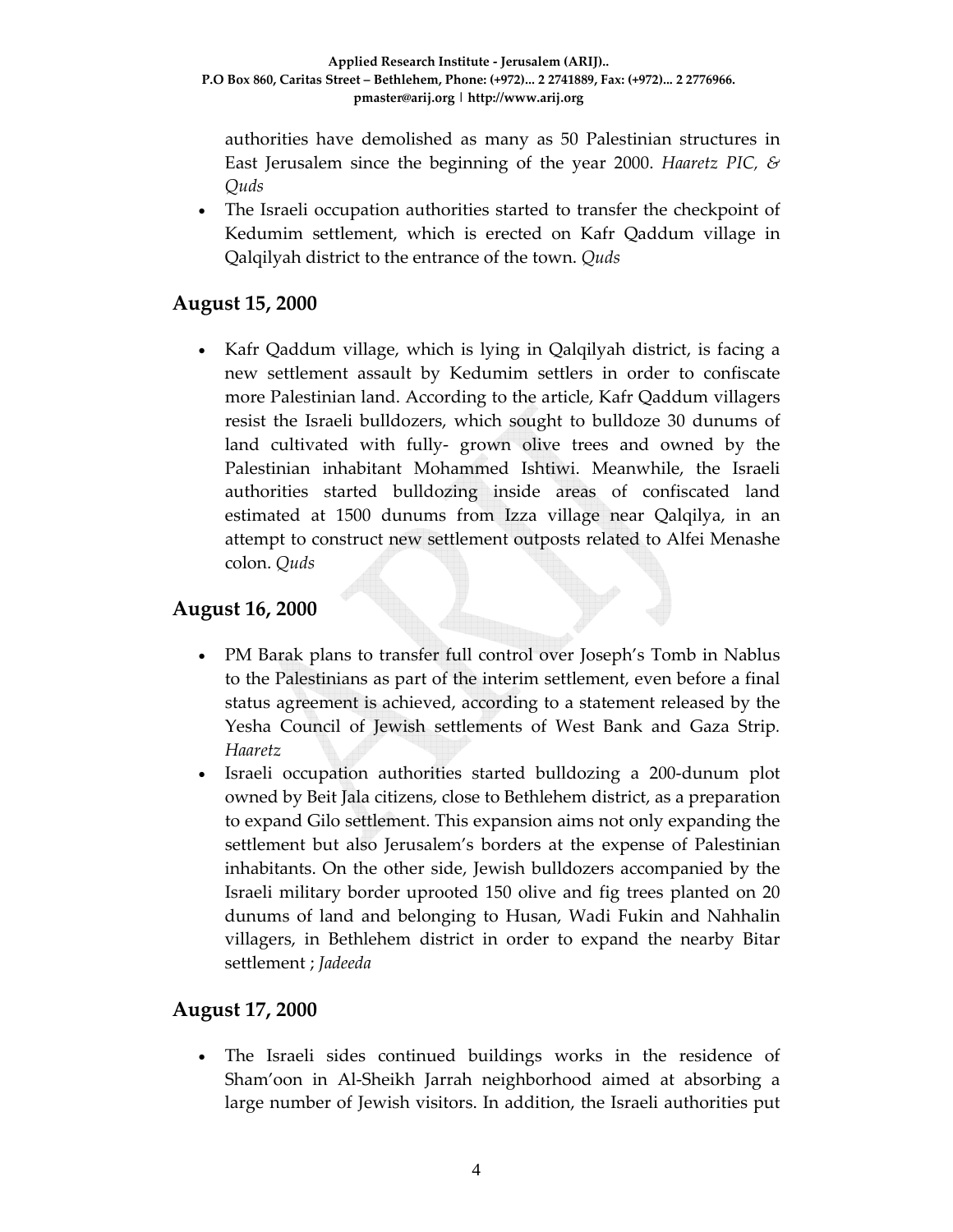authorities have demolished as many as 50 Palestinian structures in East Jerusalem since the beginning of the year 2000. *Haaretz PIC, & Quds*

- The Israeli occupation authorities started to transfer the checkpoint of Kedumim settlement, which is erected on Kafr Qaddum village in Qalqilyah district to the entrance of the town. *Quds*

## August 15, 2000

- Kafr Qaddum village, which is lying in Qalqilyah district, is facing a new settlement assault by Kedumim settlers in order to confiscate more Palestinian land. According to the article, Kafr Qaddum villagers resist the Israeli bulldozers, which sought to bulldoze 30 dunums of land cultivated with fully- grown olive trees and owned by the Palestinian inhabitant Mohammed Ishtiwi. Meanwhile, the Israeli authorities started bulldozing inside areas of confiscated land estimated at 1500 dunums from Izza village near Qalqilya, in an attempt to construct new settlement outposts related to Alfei Menashe colon. *Quds*

## August 16, 2000

- PM Barak plans to transfer full control over Joseph's Tomb in Nablus to the Palestinians as part of the interim settlement, even before a final status agreement is achieved, according to a statement released by the Yesha Council of Jewish settlements of West Bank and Gaza Strip. *Haaretz*
- Israeli occupation authorities started bulldozing a 200-dunum plot owned by Beit Jala citizens, close to Bethlehem district, as a preparation to expand Gilo settlement. This expansion aims not only expanding the settlement but also Jerusalem's borders at the expense of Palestinian inhabitants. On the other side, Jewish bulldozers accompanied by the Israeli military border uprooted 150 olive and fig trees planted on 20 dunums of land and belonging to Husan, Wadi Fukin and Nahhalin villagers, in Bethlehem district in order to expand the nearby Bitar settlement ; *Jadeeda*

## August 17, 2000

- The Israeli sides continued buildings works in the residence of Sham'oon in Al-Sheikh Jarrah neighborhood aimed at absorbing a large number of Jewish visitors. In addition, the Israeli authorities put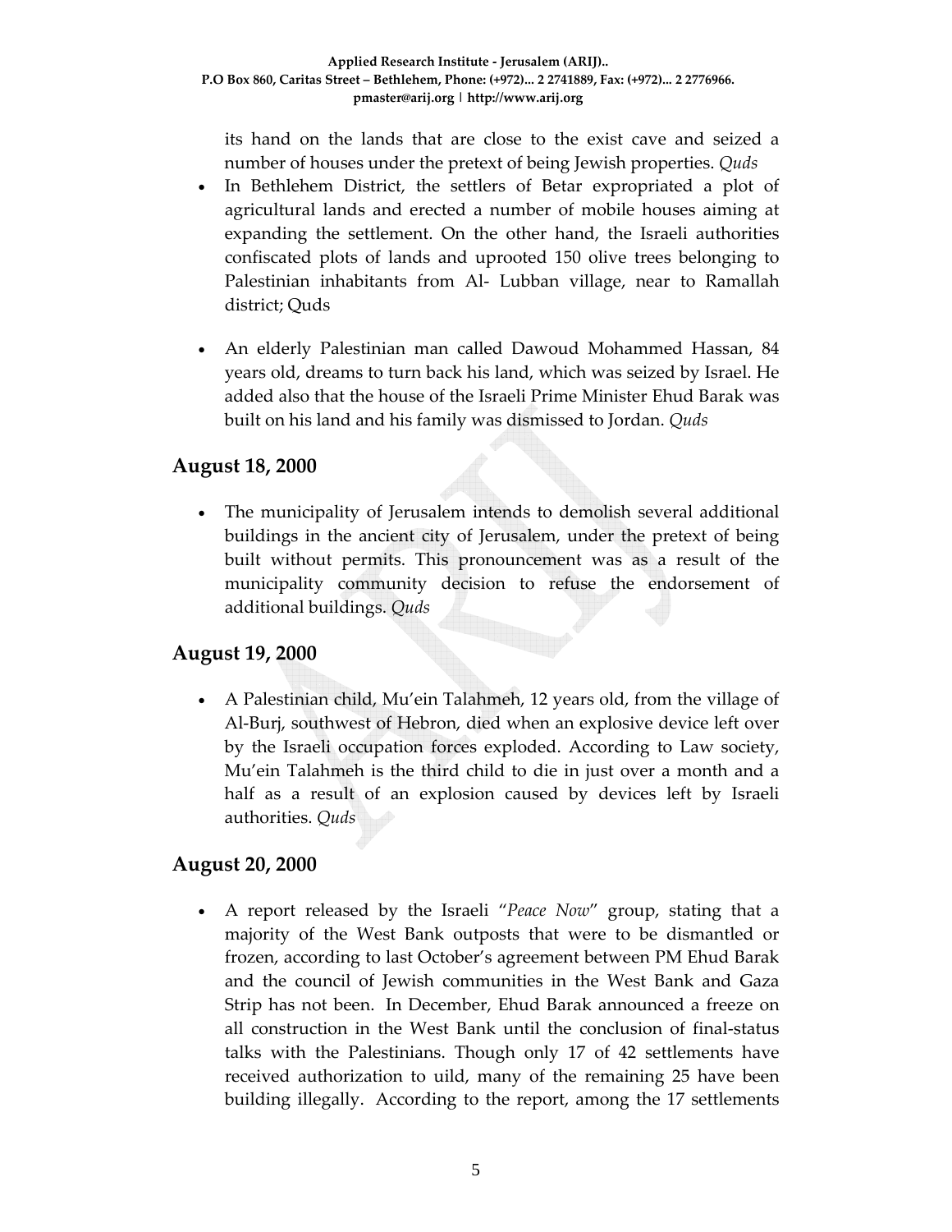its hand on the lands that are close to the exist cave and seized a number of houses under the pretext of being Jewish properties. *Quds*

- In Bethlehem District, the settlers of Betar expropriated a plot of agricultural lands and erected a number of mobile houses aiming at expanding the settlement. On the other hand, the Israeli authorities confiscated plots of lands and uprooted 150 olive trees belonging to Palestinian inhabitants from Al- Lubban village, near to Ramallah district; Quds

- An elderly Palestinian man called Dawoud Mohammed Hassan, 84 years old, dreams to turn back his land, which was seized by Israel. He added also that the house of the Israeli Prime Minister Ehud Barak was built on his land and his family was dismissed to Jordan. *Quds*

## August 18, 2000

- The municipality of Jerusalem intends to demolish several additional buildings in the ancient city of Jerusalem, under the pretext of being built without permits. This pronouncement was as a result of the municipality community decision to refuse the endorsement of additional buildings. *Quds*

## August 19, 2000

- A Palestinian child, Mu'ein Talahmeh, 12 years old, from the village of Al-Burj, southwest of Hebron, died when an explosive device left over by the Israeli occupation forces exploded. According to Law society, Mu'ein Talahmeh is the third child to die in just over a month and a half as a result of an explosion caused by devices left by Israeli authorities. *Quds*

## August 20, 2000

- A report released by the Israeli "*Peace Now*" group, stating that a majority of the West Bank outposts that were to be dismantled or frozen, according to last October's agreement between PM Ehud Barak and the council of Jewish communities in the West Bank and Gaza Strip has not been. In December, Ehud Barak announced a freeze on all construction in the West Bank until the conclusion of final-status talks with the Palestinians. Though only 17 of 42 settlements have received authorization to uild, many of the remaining 25 have been building illegally. According to the report, among the 17 settlements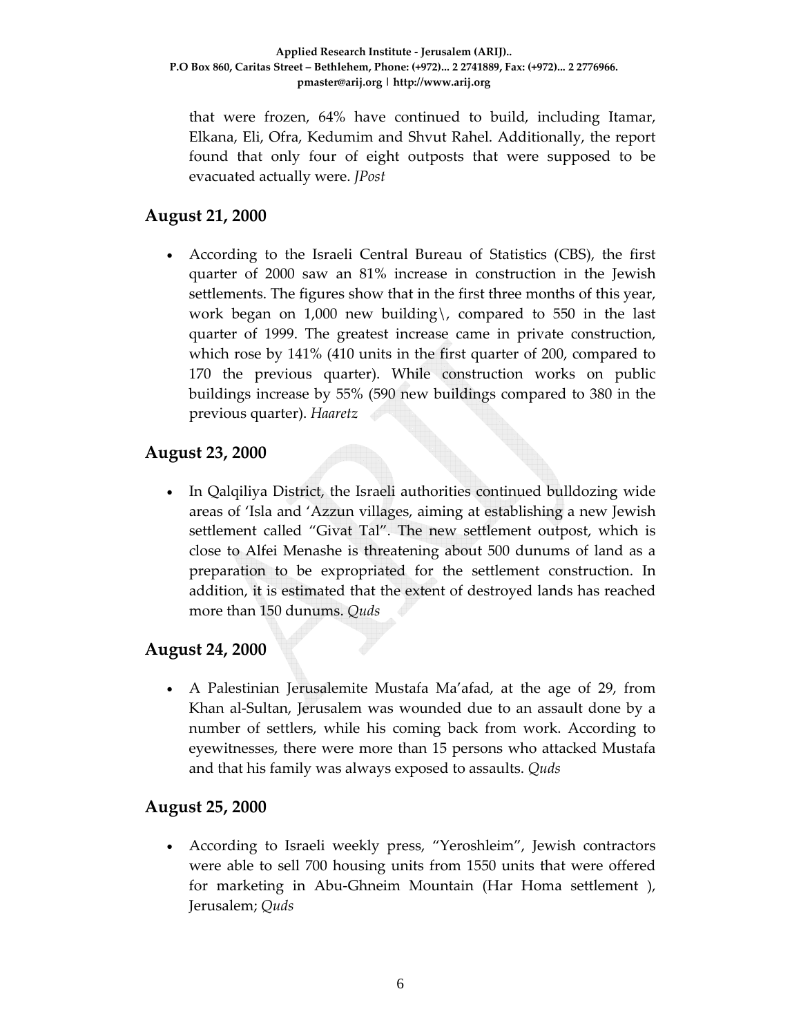that were frozen, 64% have continued to build, including Itamar, Elkana, Eli, Ofra, Kedumim and Shvut Rahel. Additionally, the report found that only four of eight outposts that were supposed to be evacuated actually were. *JPost*

## August 21, 2000

- According to the Israeli Central Bureau of Statistics (CBS), the first quarter of 2000 saw an 81% increase in construction in the Jewish settlements. The figures show that in the first three months of this year, work began on 1,000 new building\, compared to 550 in the last quarter of 1999. The greatest increase came in private construction, which rose by 141% (410 units in the first quarter of 200, compared to 170 the previous quarter). While construction works on public buildings increase by 55% (590 new buildings compared to 380 in the previous quarter). *Haaretz*

## August 23, 2000

- In Qalqiliya District, the Israeli authorities continued bulldozing wide areas of 'Isla and 'Azzun villages, aiming at establishing a new Jewish settlement called "Givat Tal". The new settlement outpost, which is close to Alfei Menashe is threatening about 500 dunums of land as a preparation to be expropriated for the settlement construction. In addition, it is estimated that the extent of destroyed lands has reached more than 150 dunums. *Quds*

## August 24, 2000

- A Palestinian Jerusalemite Mustafa Ma'afad, at the age of 29, from Khan al-Sultan, Jerusalem was wounded due to an assault done by a number of settlers, while his coming back from work. According to eyewitnesses, there were more than 15 persons who attacked Mustafa and that his family was always exposed to assaults. *Quds*

## August 25, 2000

- According to Israeli weekly press, "Yeroshleim", Jewish contractors were able to sell 700 housing units from 1550 units that were offered for marketing in Abu-Ghneim Mountain (Har Homa settlement ), Jerusalem; *Quds*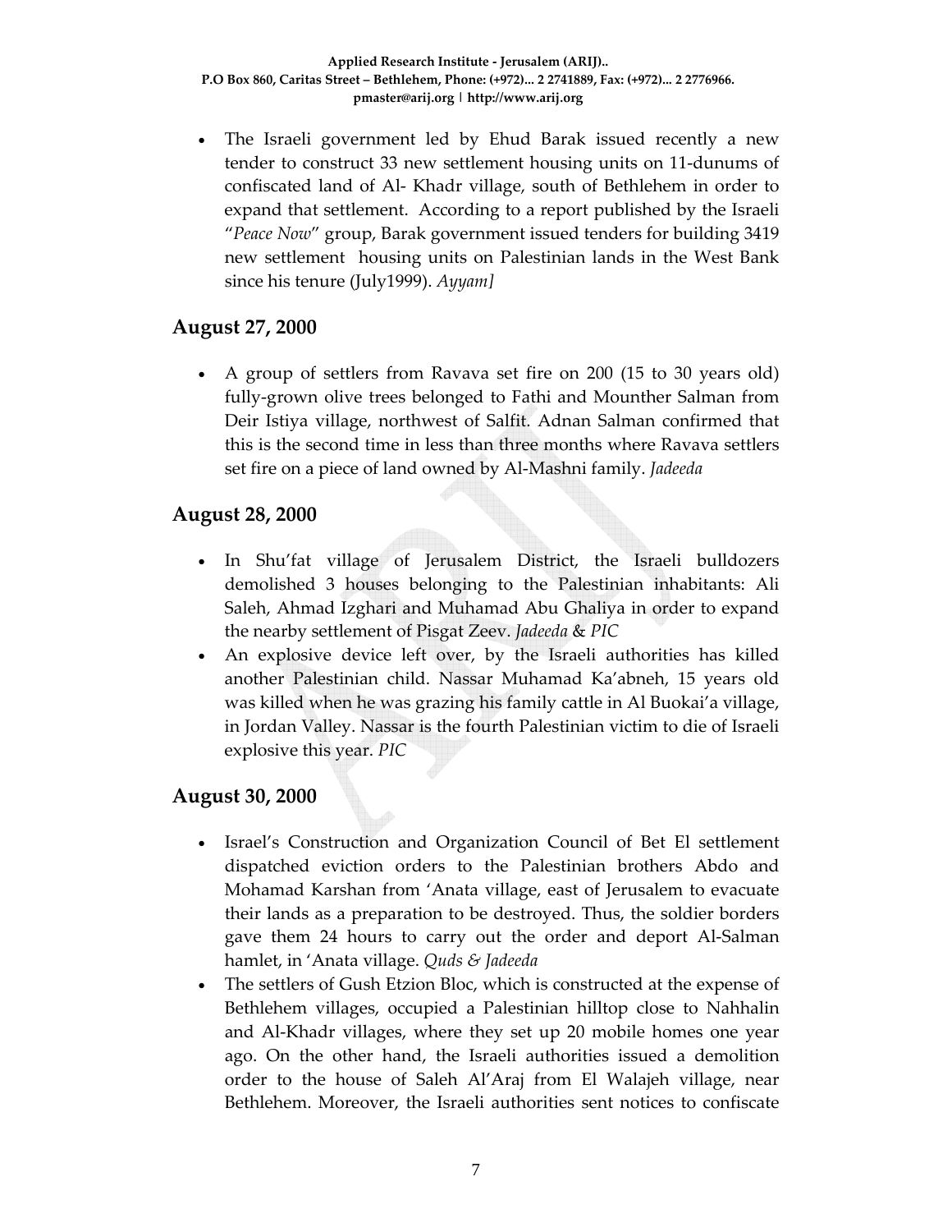- The Israeli government led by Ehud Barak issued recently a new tender to construct 33 new settlement housing units on 11-dunums of confiscated land of Al- Khadr village, south of Bethlehem in order to expand that settlement. According to a report published by the Israeli "*Peace Now*" group, Barak government issued tenders for building 3419 new settlement housing units on Palestinian lands in the West Bank since his tenure (July1999). *Ayyam]*

## August 27, 2000

- A group of settlers from Ravava set fire on 200 (15 to 30 years old) fully-grown olive trees belonged to Fathi and Mounther Salman from Deir Istiya village, northwest of Salfit. Adnan Salman confirmed that this is the second time in less than three months where Ravava settlers set fire on a piece of land owned by Al-Mashni family. *Jadeeda*

## August 28, 2000

- In Shu'fat village of Jerusalem District, the Israeli bulldozers demolished 3 houses belonging to the Palestinian inhabitants: Ali Saleh, Ahmad Izghari and Muhamad Abu Ghaliya in order to expand the nearby settlement of Pisgat Zeev. *Jadeeda* & *PIC*
- An explosive device left over, by the Israeli authorities has killed another Palestinian child. Nassar Muhamad Ka'abneh, 15 years old was killed when he was grazing his family cattle in Al Buokai'a village, in Jordan Valley. Nassar is the fourth Palestinian victim to die of Israeli explosive this year. *PIC*

## August 30, 2000

- Israel's Construction and Organization Council of Bet El settlement dispatched eviction orders to the Palestinian brothers Abdo and Mohamad Karshan from 'Anata village, east of Jerusalem to evacuate their lands as a preparation to be destroyed. Thus, the soldier borders gave them 24 hours to carry out the order and deport Al-Salman hamlet, in 'Anata village. *Quds & Jadeeda*
- The settlers of Gush Etzion Bloc, which is constructed at the expense of Bethlehem villages, occupied a Palestinian hilltop close to Nahhalin and Al-Khadr villages, where they set up 20 mobile homes one year ago. On the other hand, the Israeli authorities issued a demolition order to the house of Saleh Al'Araj from El Walajeh village, near Bethlehem. Moreover, the Israeli authorities sent notices to confiscate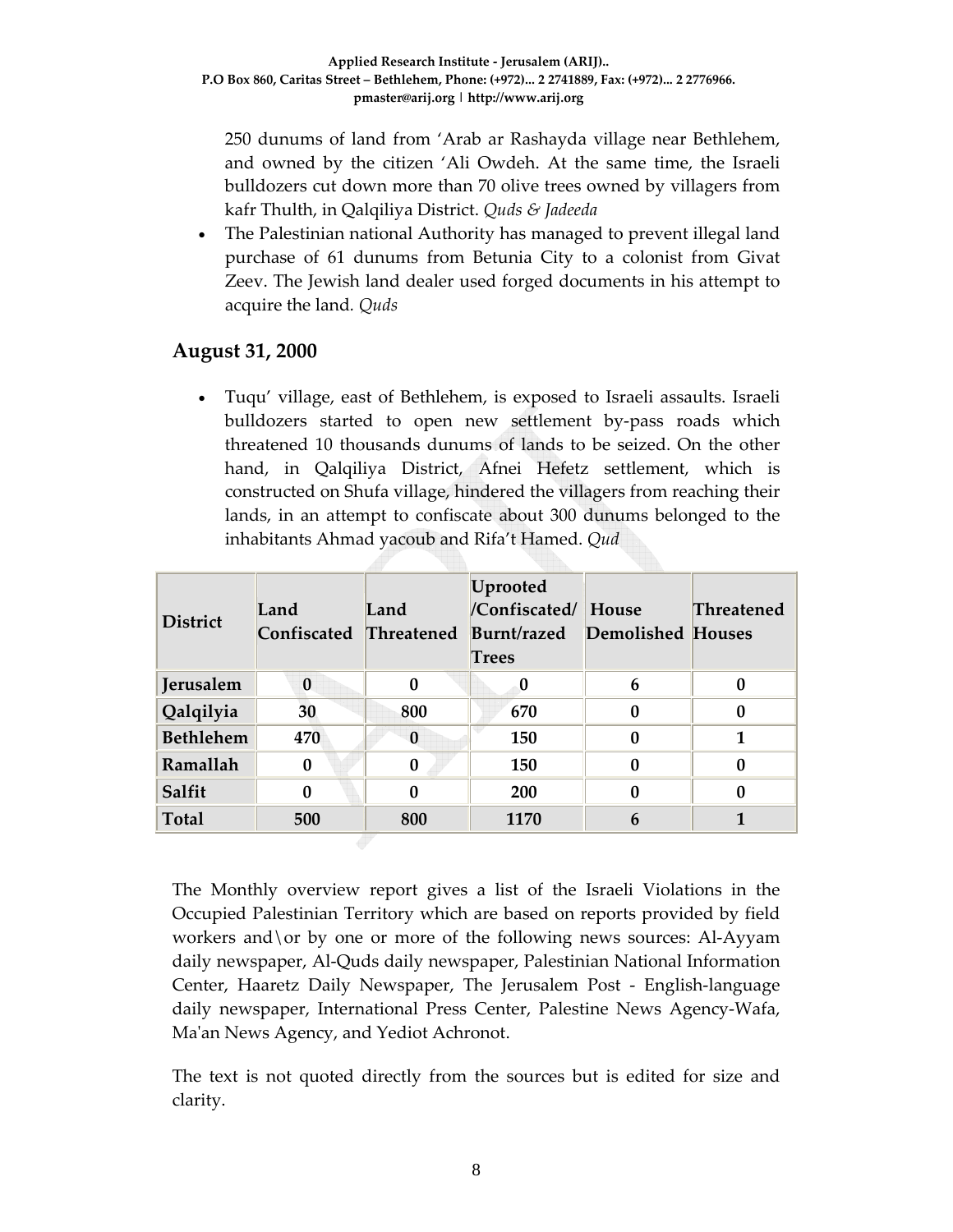250 dunums of land from 'Arab ar Rashayda village near Bethlehem, and owned by the citizen 'Ali Owdeh. At the same time, the Israeli bulldozers cut down more than 70 olive trees owned by villagers from kafr Thulth, in Qalqiliya District. *Quds & Jadeeda*

- The Palestinian national Authority has managed to prevent illegal land purchase of 61 dunums from Betunia City to a colonist from Givat Zeev. The Jewish land dealer used forged documents in his attempt to acquire the land. *Quds*

## August 31, 2000

- Tuqu' village, east of Bethlehem, is exposed to Israeli assaults. Israeli bulldozers started to open new settlement by-pass roads which threatened 10 thousands dunums of lands to be seized. On the other hand, in Qalqiliya District, Afnei Hefetz settlement, which is constructed on Shufa village, hindered the villagers from reaching their lands, in an attempt to confiscate about 300 dunums belonged to the inhabitants Ahmad yacoub and Rifa't Hamed. *Qud*

| District | Land Confiscated | Land Threatened | Uprooted /Confiscated/ Burnt/razed Trees | House Demolished | Threatened Houses |
|---|---|---|---|---|---|
| **Jerusalem** | **0** | **0** | **0** | **6** | **0** |
| **Qalqilyia** | **30** | **800** | **670** | **0** | **0** |
| **Bethlehem** | **470** | **0** | **150** | **0** | **1** |
| **Ramallah** | **0** | **0** | **150** | **0** | **0** |
| **Salfit** | **0** | **0** | **200** | **0** | **0** |
| **Total** | **500** | **800** | **1170** | **6** | **1** |

The Monthly overview report gives a list of the Israeli Violations in the Occupied Palestinian Territory which are based on reports provided by field workers and\or by one or more of the following news sources: Al-Ayyam daily newspaper, Al-Quds daily newspaper, Palestinian National Information Center, Haaretz Daily Newspaper, The Jerusalem Post - English-language daily newspaper, International Press Center, Palestine News Agency-Wafa, Ma'an News Agency, and Yediot Achronot.

The text is not quoted directly from the sources but is edited for size and clarity.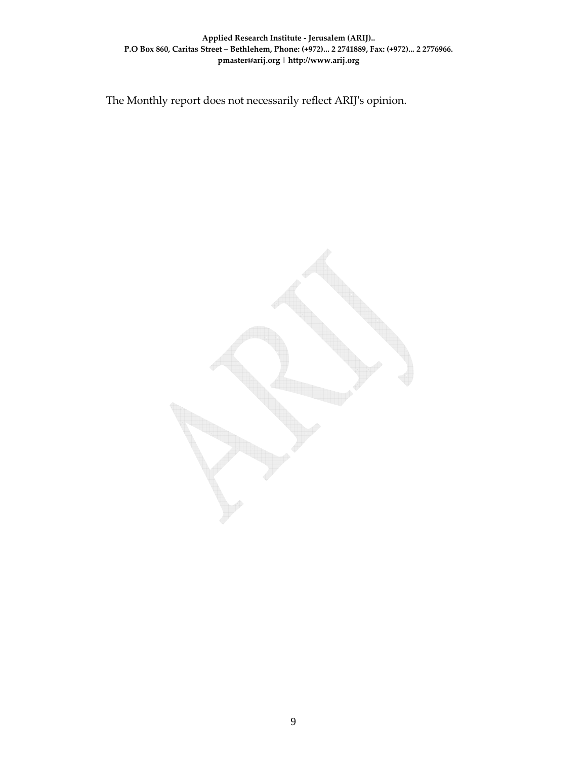The Monthly report does not necessarily reflect ARIJ's opinion.